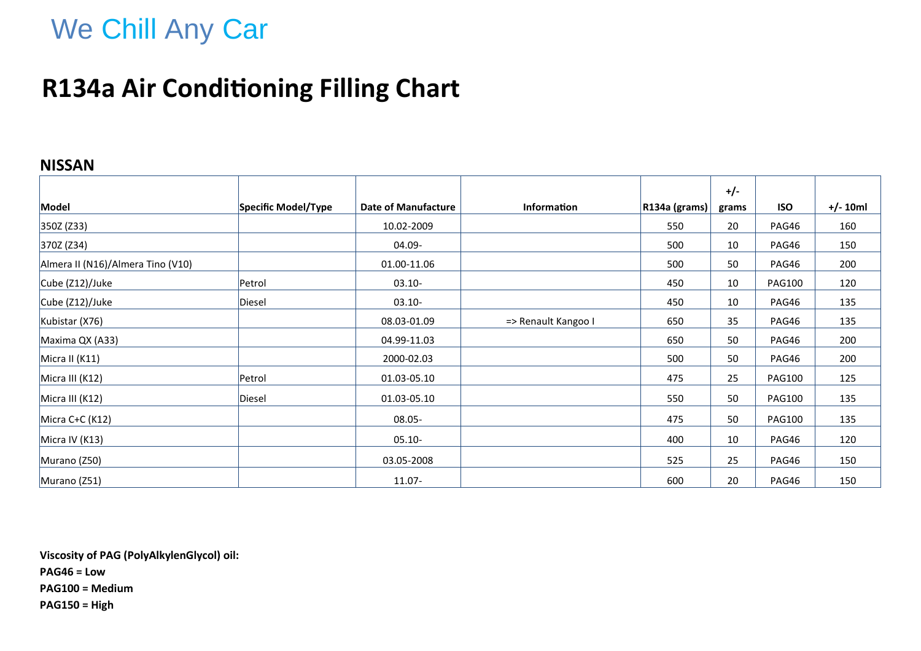We Chill Any Car

# R134a Air Conditioning Filling Chart

## NISSAN

| Model | Specific Model/Type | Date of Manufacture | Information | R134a (grams) | +/- grams | ISO | +/- 10ml |
|---|---|---|---|---|---|---|---|
| 350Z (Z33) | | 10.02-2009 | | 550 | 20 | PAG46 | 160 |
| 370Z (Z34) | | 04.09- | | 500 | 10 | PAG46 | 150 |
| Almera II (N16)/Almera Tino (V10) | | 01.00-11.06 | | 500 | 50 | PAG46 | 200 |
| Cube (Z12)/Juke | Petrol | 03.10- | | 450 | 10 | PAG100 | 120 |
| Cube (Z12)/Juke | Diesel | 03.10- | | 450 | 10 | PAG46 | 135 |
| Kubistar (X76) | | 08.03-01.09 | => Renault Kangoo I | 650 | 35 | PAG46 | 135 |
| Maxima QX (A33) | | 04.99-11.03 | | 650 | 50 | PAG46 | 200 |
| Micra II (K11) | | 2000-02.03 | | 500 | 50 | PAG46 | 200 |
| Micra III (K12) | Petrol | 01.03-05.10 | | 475 | 25 | PAG100 | 125 |
| Micra III (K12) | Diesel | 01.03-05.10 | | 550 | 50 | PAG100 | 135 |
| Micra C+C (K12) | | 08.05- | | 475 | 50 | PAG100 | 135 |
| Micra IV (K13) | | 05.10- | | 400 | 10 | PAG46 | 120 |
| Murano (Z50) | | 03.05-2008 | | 525 | 25 | PAG46 | 150 |
| Murano (Z51) | | 11.07- | | 600 | 20 | PAG46 | 150 |

**Viscosity of PAG (PolyAlkylenGlycol) oil:**

**PAG46 = Low**

**PAG100 = Medium**

**PAG150 = High**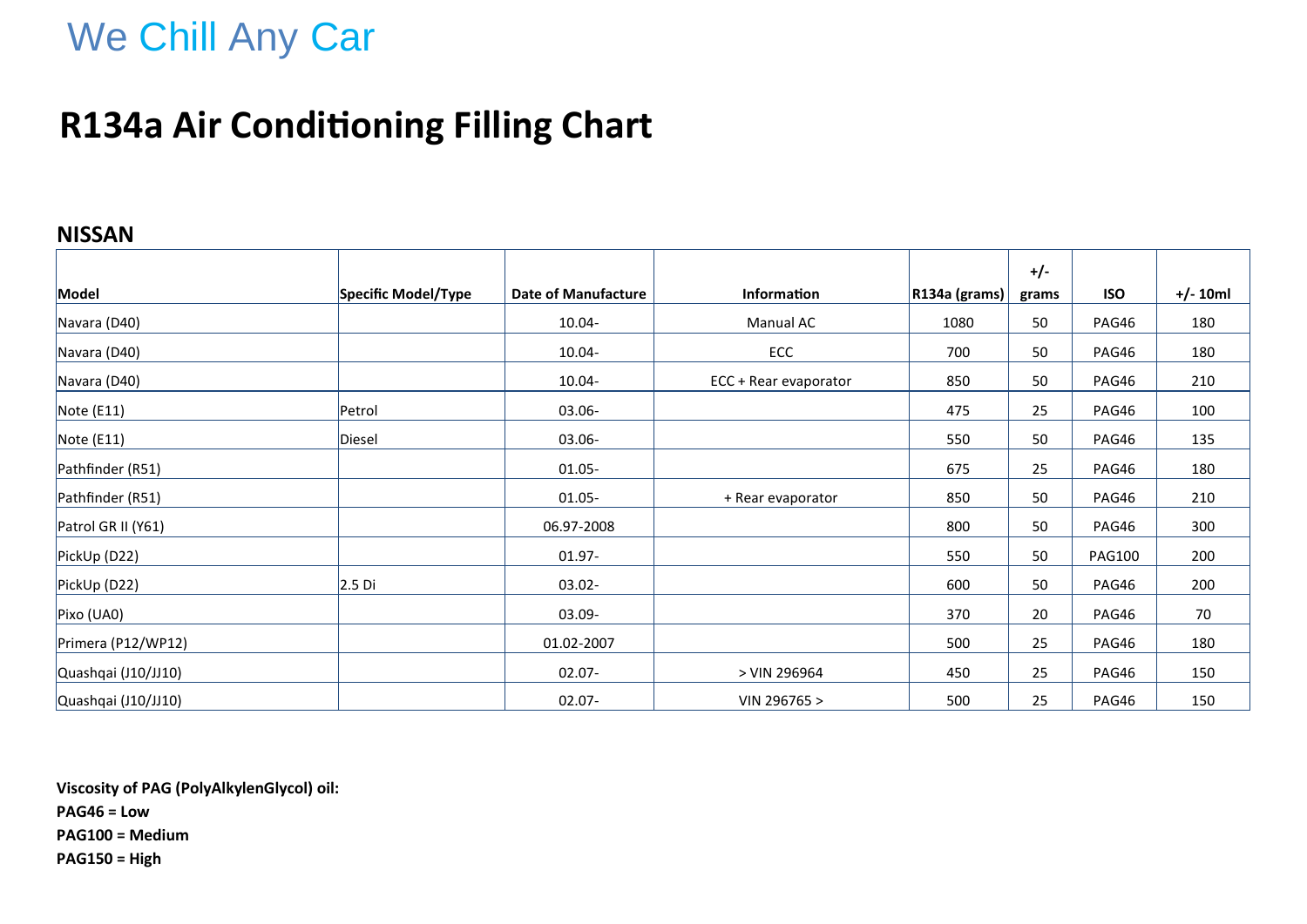We Chill Any Car

# R134a Air Conditioning Filling Chart

## NISSAN

| Model | Specific Model/Type | Date of Manufacture | Information | R134a (grams) | +/- grams | ISO | +/- 10ml |
|---|---|---|---|---|---|---|---|
| Navara (D40) | | 10.04- | Manual AC | 1080 | 50 | PAG46 | 180 |
| Navara (D40) | | 10.04- | ECC | 700 | 50 | PAG46 | 180 |
| Navara (D40) | | 10.04- | ECC + Rear evaporator | 850 | 50 | PAG46 | 210 |
| Note (E11) | Petrol | 03.06- | | 475 | 25 | PAG46 | 100 |
| Note (E11) | Diesel | 03.06- | | 550 | 50 | PAG46 | 135 |
| Pathfinder (R51) | | 01.05- | | 675 | 25 | PAG46 | 180 |
| Pathfinder (R51) | | 01.05- | + Rear evaporator | 850 | 50 | PAG46 | 210 |
| Patrol GR II (Y61) | | 06.97-2008 | | 800 | 50 | PAG46 | 300 |
| PickUp (D22) | | 01.97- | | 550 | 50 | PAG100 | 200 |
| PickUp (D22) | 2.5 Di | 03.02- | | 600 | 50 | PAG46 | 200 |
| Pixo (UA0) | | 03.09- | | 370 | 20 | PAG46 | 70 |
| Primera (P12/WP12) | | 01.02-2007 | | 500 | 25 | PAG46 | 180 |
| Quashqai (J10/JJ10) | | 02.07- | > VIN 296964 | 450 | 25 | PAG46 | 150 |
| Quashqai (J10/JJ10) | | 02.07- | VIN 296765 > | 500 | 25 | PAG46 | 150 |

**Viscosity of PAG (PolyAlkylenGlycol) oil:**
**PAG46 = Low**
**PAG100 = Medium**
**PAG150 = High**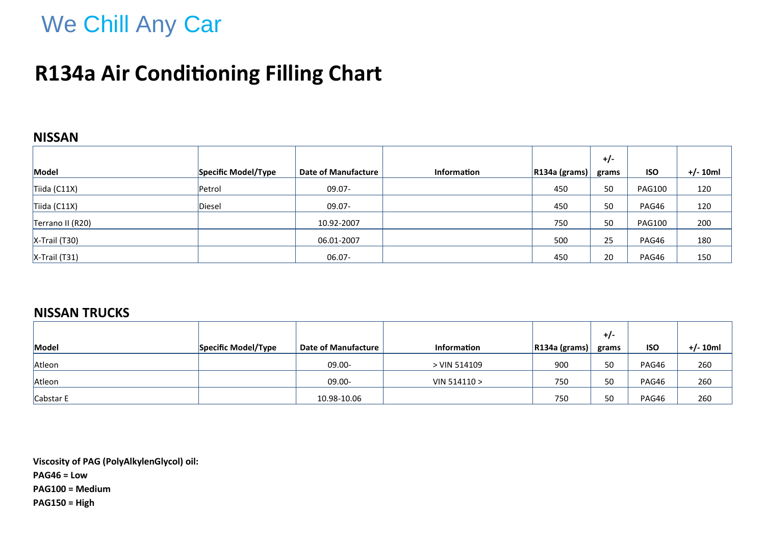We Chill Any Car

# R134a Air Conditioning Filling Chart

## NISSAN

| Model | Specific Model/Type | Date of Manufacture | Information | R134a (grams) | +/- grams | ISO | +/- 10ml |
|---|---|---|---|---|---|---|---|
| Tiida (C11X) | Petrol | 09.07- | | 450 | 50 | PAG100 | 120 |
| Tiida (C11X) | Diesel | 09.07- | | 450 | 50 | PAG46 | 120 |
| Terrano II (R20) | | 10.92-2007 | | 750 | 50 | PAG100 | 200 |
| X-Trail (T30) | | 06.01-2007 | | 500 | 25 | PAG46 | 180 |
| X-Trail (T31) | | 06.07- | | 450 | 20 | PAG46 | 150 |

## NISSAN TRUCKS

| Model | Specific Model/Type | Date of Manufacture | Information | R134a (grams) | +/- grams | ISO | +/- 10ml |
|---|---|---|---|---|---|---|---|
| Atleon | | 09.00- | > VIN 514109 | 900 | 50 | PAG46 | 260 |
| Atleon | | 09.00- | VIN 514110 > | 750 | 50 | PAG46 | 260 |
| Cabstar E | | 10.98-10.06 | | 750 | 50 | PAG46 | 260 |

**Viscosity of PAG (PolyAlkylenGlycol) oil:**

**PAG46 = Low**

**PAG100 = Medium**

**PAG150 = High**